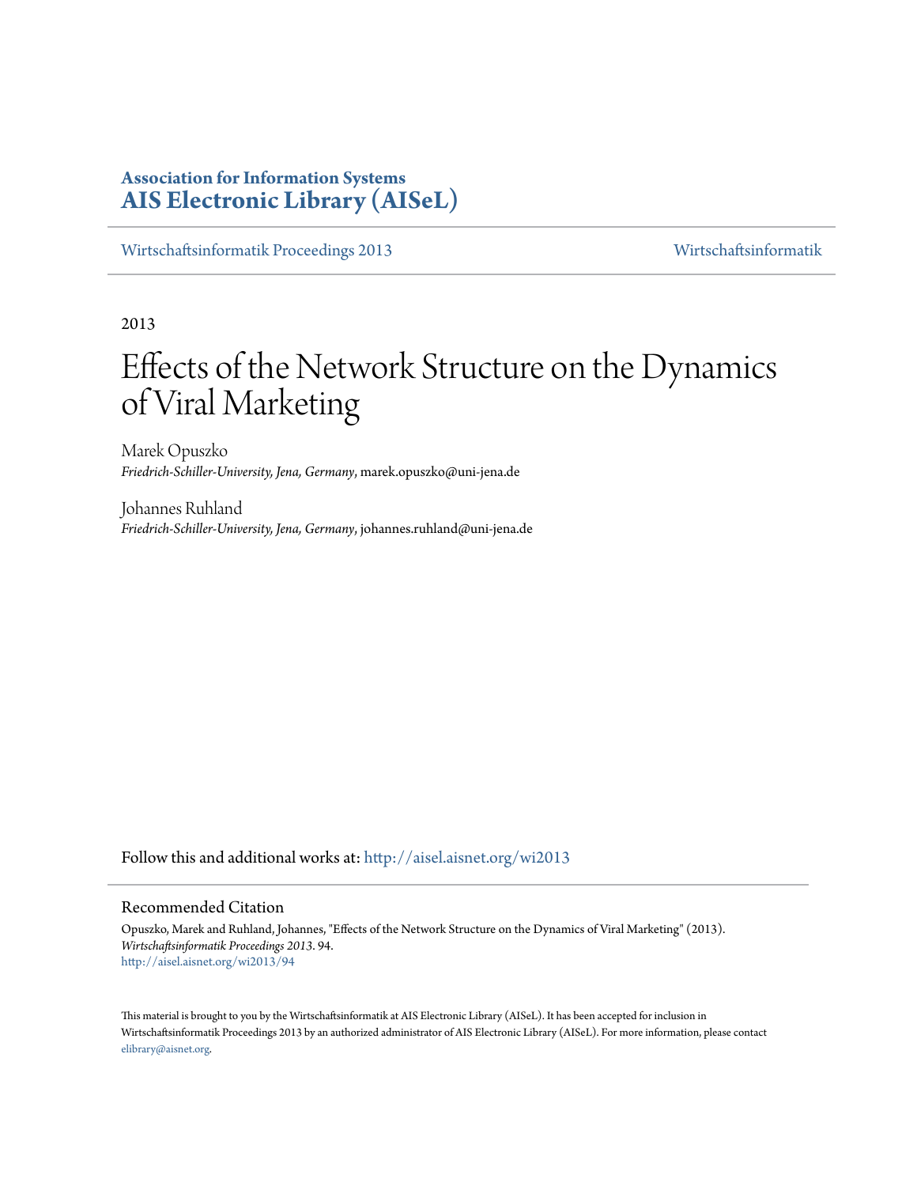# Association for Information Systems
# AIS Electronic Library (AISeL)

Wirtschaftsinformatik Proceedings 2013 | Wirtschaftsinformatik

2013

# Effects of the Network Structure on the Dynamics of Viral Marketing

Marek Opuszko
*Friedrich-Schiller-University, Jena, Germany*, marek.opuszko@uni-jena.de

Johannes Ruhland
*Friedrich-Schiller-University, Jena, Germany*, johannes.ruhland@uni-jena.de

Follow this and additional works at: http://aisel.aisnet.org/wi2013

## Recommended Citation

Opuszko, Marek and Ruhland, Johannes, "Effects of the Network Structure on the Dynamics of Viral Marketing" (2013). *Wirtschaftsinformatik Proceedings 2013*. 94.
http://aisel.aisnet.org/wi2013/94

This material is brought to you by the Wirtschaftsinformatik at AIS Electronic Library (AISeL). It has been accepted for inclusion in Wirtschaftsinformatik Proceedings 2013 by an authorized administrator of AIS Electronic Library (AISeL). For more information, please contact elibrary@aisnet.org.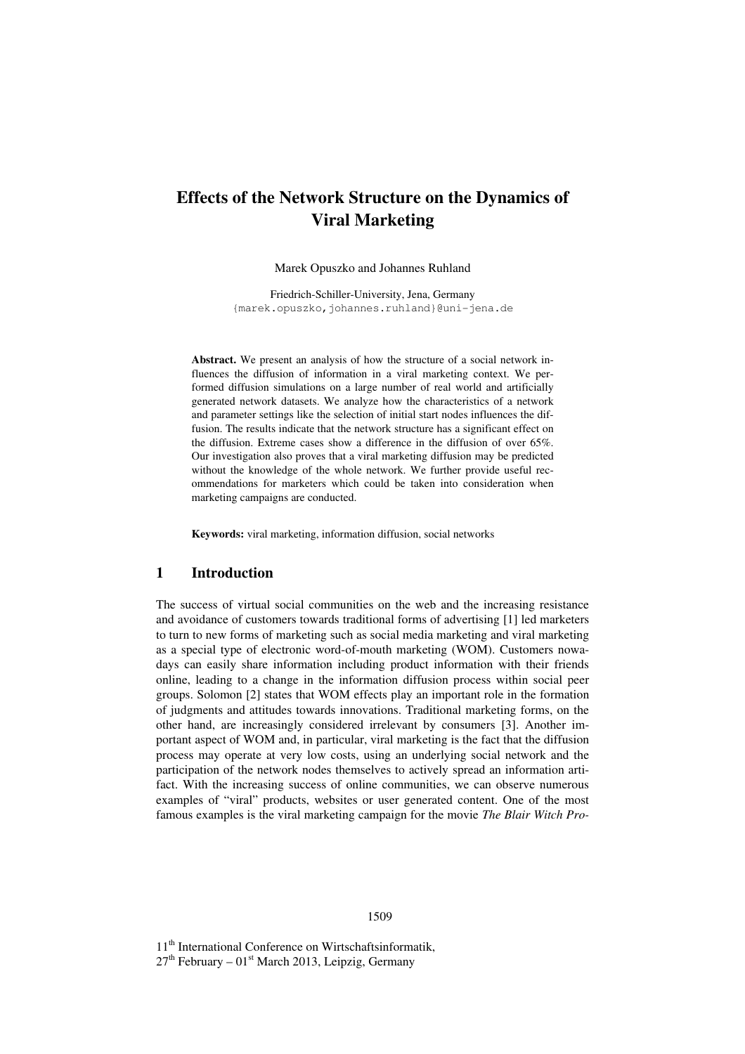# Effects of the Network Structure on the Dynamics of Viral Marketing

Marek Opuszko and Johannes Ruhland

Friedrich-Schiller-University, Jena, Germany
{marek.opuszko,johannes.ruhland}@uni-jena.de

**Abstract.** We present an analysis of how the structure of a social network influences the diffusion of information in a viral marketing context. We performed diffusion simulations on a large number of real world and artificially generated network datasets. We analyze how the characteristics of a network and parameter settings like the selection of initial start nodes influences the diffusion. The results indicate that the network structure has a significant effect on the diffusion. Extreme cases show a difference in the diffusion of over 65%. Our investigation also proves that a viral marketing diffusion may be predicted without the knowledge of the whole network. We further provide useful recommendations for marketers which could be taken into consideration when marketing campaigns are conducted.

**Keywords:** viral marketing, information diffusion, social networks

## 1 Introduction

The success of virtual social communities on the web and the increasing resistance and avoidance of customers towards traditional forms of advertising [1] led marketers to turn to new forms of marketing such as social media marketing and viral marketing as a special type of electronic word-of-mouth marketing (WOM). Customers nowadays can easily share information including product information with their friends online, leading to a change in the information diffusion process within social peer groups. Solomon [2] states that WOM effects play an important role in the formation of judgments and attitudes towards innovations. Traditional marketing forms, on the other hand, are increasingly considered irrelevant by consumers [3]. Another important aspect of WOM and, in particular, viral marketing is the fact that the diffusion process may operate at very low costs, using an underlying social network and the participation of the network nodes themselves to actively spread an information artifact. With the increasing success of online communities, we can observe numerous examples of "viral" products, websites or user generated content. One of the most famous examples is the viral marketing campaign for the movie *The Blair Witch Pro-*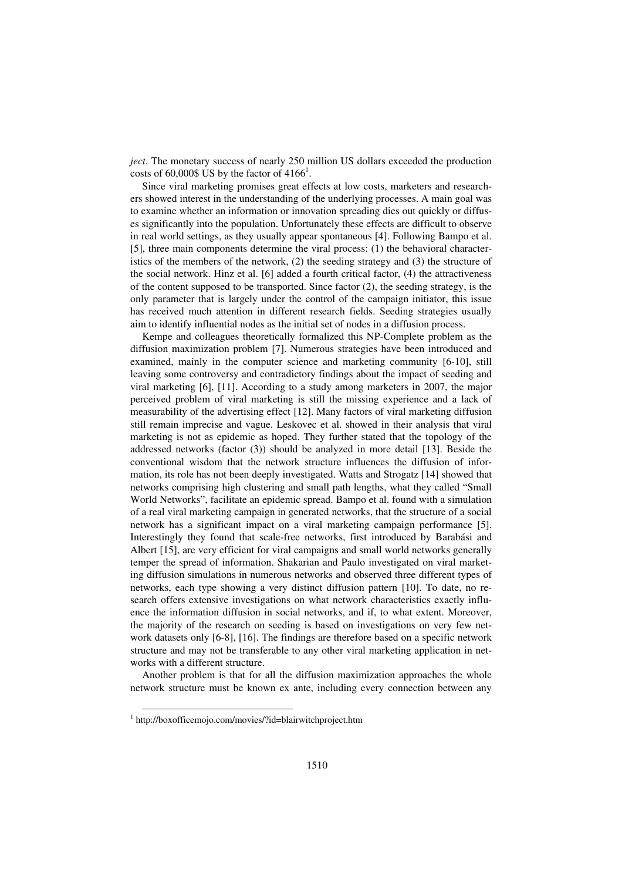*ject*. The monetary success of nearly 250 million US dollars exceeded the production costs of 60,000$ US by the factor of 4166[1].

Since viral marketing promises great effects at low costs, marketers and researchers showed interest in the understanding of the underlying processes. A main goal was to examine whether an information or innovation spreading dies out quickly or diffuses significantly into the population. Unfortunately these effects are difficult to observe in real world settings, as they usually appear spontaneous [4]. Following Bampo et al. [5], three main components determine the viral process: (1) the behavioral characteristics of the members of the network, (2) the seeding strategy and (3) the structure of the social network. Hinz et al. [6] added a fourth critical factor, (4) the attractiveness of the content supposed to be transported. Since factor (2), the seeding strategy, is the only parameter that is largely under the control of the campaign initiator, this issue has received much attention in different research fields. Seeding strategies usually aim to identify influential nodes as the initial set of nodes in a diffusion process.

Kempe and colleagues theoretically formalized this NP-Complete problem as the diffusion maximization problem [7]. Numerous strategies have been introduced and examined, mainly in the computer science and marketing community [6-10], still leaving some controversy and contradictory findings about the impact of seeding and viral marketing [6], [11]. According to a study among marketers in 2007, the major perceived problem of viral marketing is still the missing experience and a lack of measurability of the advertising effect [12]. Many factors of viral marketing diffusion still remain imprecise and vague. Leskovec et al. showed in their analysis that viral marketing is not as epidemic as hoped. They further stated that the topology of the addressed networks (factor (3)) should be analyzed in more detail [13]. Beside the conventional wisdom that the network structure influences the diffusion of information, its role has not been deeply investigated. Watts and Strogatz [14] showed that networks comprising high clustering and small path lengths, what they called "Small World Networks", facilitate an epidemic spread. Bampo et al. found with a simulation of a real viral marketing campaign in generated networks, that the structure of a social network has a significant impact on a viral marketing campaign performance [5]. Interestingly they found that scale-free networks, first introduced by Barabási and Albert [15], are very efficient for viral campaigns and small world networks generally temper the spread of information. Shakarian and Paulo investigated on viral marketing diffusion simulations in numerous networks and observed three different types of networks, each type showing a very distinct diffusion pattern [10]. To date, no research offers extensive investigations on what network characteristics exactly influence the information diffusion in social networks, and if, to what extent. Moreover, the majority of the research on seeding is based on investigations on very few network datasets only [6-8], [16]. The findings are therefore based on a specific network structure and may not be transferable to any other viral marketing application in networks with a different structure.

Another problem is that for all the diffusion maximization approaches the whole network structure must be known ex ante, including every connection between any

[1] http://boxofficemojo.com/movies/?id=blairwitchproject.htm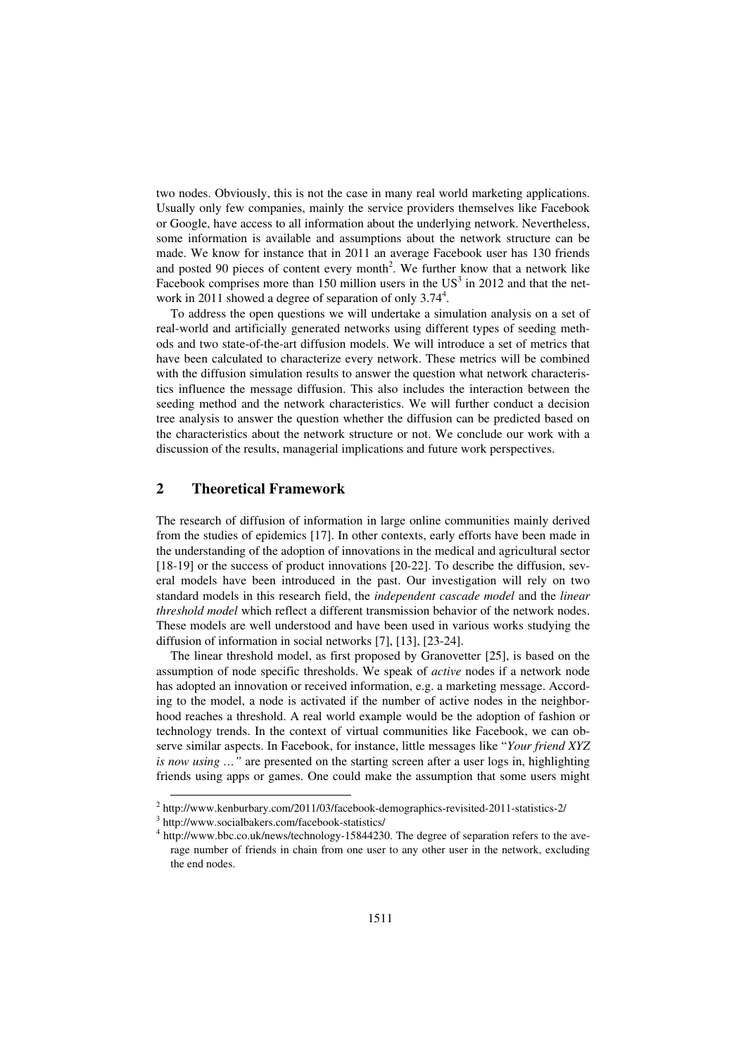two nodes. Obviously, this is not the case in many real world marketing applications. Usually only few companies, mainly the service providers themselves like Facebook or Google, have access to all information about the underlying network. Nevertheless, some information is available and assumptions about the network structure can be made. We know for instance that in 2011 an average Facebook user has 130 friends and posted 90 pieces of content every month[2]. We further know that a network like Facebook comprises more than 150 million users in the US[3] in 2012 and that the network in 2011 showed a degree of separation of only 3.74[4].

To address the open questions we will undertake a simulation analysis on a set of real-world and artificially generated networks using different types of seeding methods and two state-of-the-art diffusion models. We will introduce a set of metrics that have been calculated to characterize every network. These metrics will be combined with the diffusion simulation results to answer the question what network characteristics influence the message diffusion. This also includes the interaction between the seeding method and the network characteristics. We will further conduct a decision tree analysis to answer the question whether the diffusion can be predicted based on the characteristics about the network structure or not. We conclude our work with a discussion of the results, managerial implications and future work perspectives.

## 2 Theoretical Framework

The research of diffusion of information in large online communities mainly derived from the studies of epidemics [17]. In other contexts, early efforts have been made in the understanding of the adoption of innovations in the medical and agricultural sector [18-19] or the success of product innovations [20-22]. To describe the diffusion, several models have been introduced in the past. Our investigation will rely on two standard models in this research field, the *independent cascade model* and the *linear threshold model* which reflect a different transmission behavior of the network nodes. These models are well understood and have been used in various works studying the diffusion of information in social networks [7], [13], [23-24].

The linear threshold model, as first proposed by Granovetter [25], is based on the assumption of node specific thresholds. We speak of *active* nodes if a network node has adopted an innovation or received information, e.g. a marketing message. According to the model, a node is activated if the number of active nodes in the neighborhood reaches a threshold. A real world example would be the adoption of fashion or technology trends. In the context of virtual communities like Facebook, we can observe similar aspects. In Facebook, for instance, little messages like "*Your friend XYZ is now using …"* are presented on the starting screen after a user logs in, highlighting friends using apps or games. One could make the assumption that some users might

[2] http://www.kenburbary.com/2011/03/facebook-demographics-revisited-2011-statistics-2/

[3] http://www.socialbakers.com/facebook-statistics/

[4] http://www.bbc.co.uk/news/technology-15844230. The degree of separation refers to the average number of friends in chain from one user to any other user in the network, excluding the end nodes.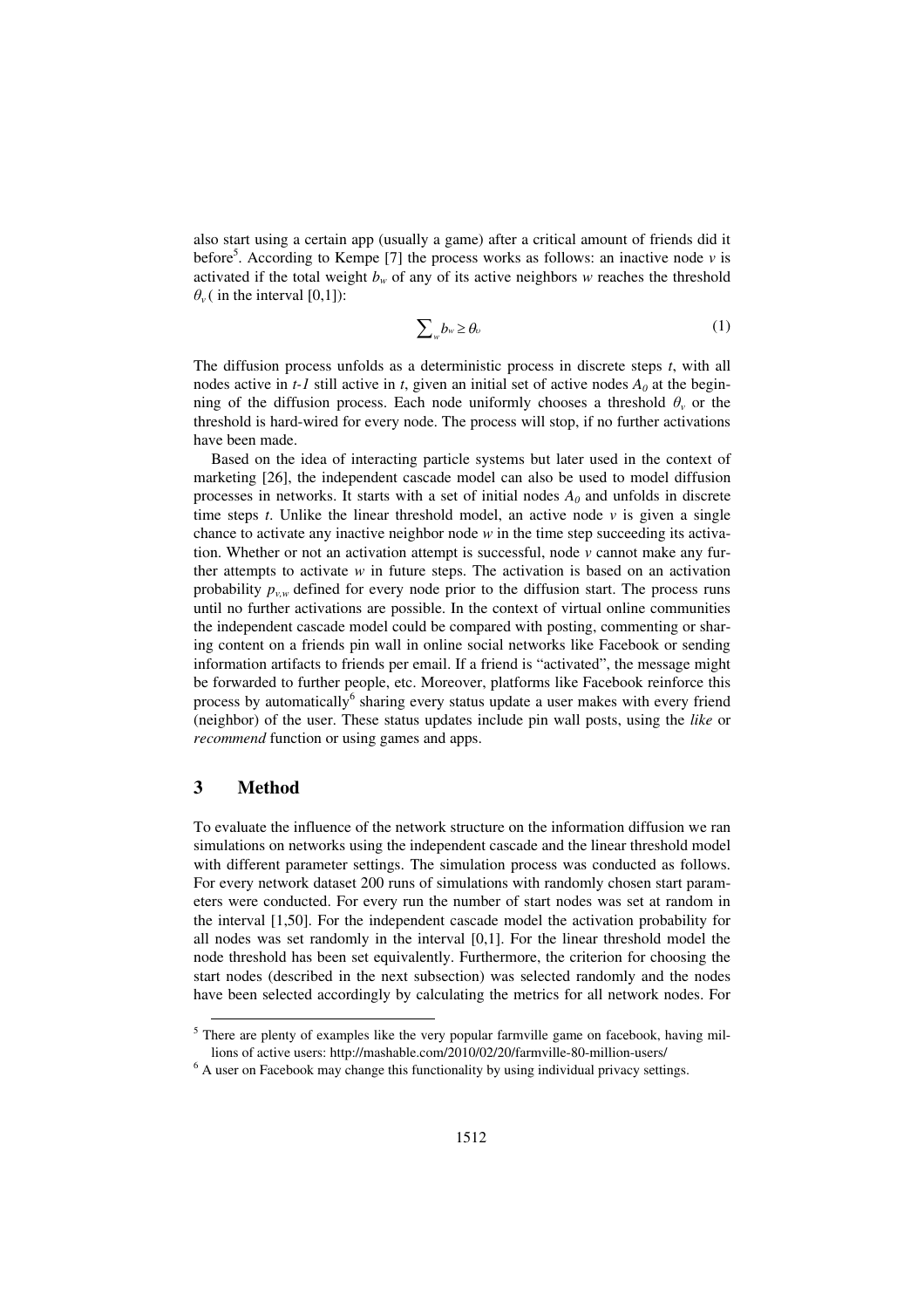also start using a certain app (usually a game) after a critical amount of friends did it before[5]. According to Kempe [7] the process works as follows: an inactive node $v$ is activated if the total weight $b_w$ of any of its active neighbors $w$ reaches the threshold $\theta_v$ ( in the interval [0,1]):

$$\sum_{w} b_w \geq \theta_v \tag{1}$$

The diffusion process unfolds as a deterministic process in discrete steps $t$, with all nodes active in $t\text{-}1$ still active in $t$, given an initial set of active nodes $A_0$ at the beginning of the diffusion process. Each node uniformly chooses a threshold $\theta_v$ or the threshold is hard-wired for every node. The process will stop, if no further activations have been made.

Based on the idea of interacting particle systems but later used in the context of marketing [26], the independent cascade model can also be used to model diffusion processes in networks. It starts with a set of initial nodes $A_0$ and unfolds in discrete time steps $t$. Unlike the linear threshold model, an active node $v$ is given a single chance to activate any inactive neighbor node $w$ in the time step succeeding its activation. Whether or not an activation attempt is successful, node $v$ cannot make any further attempts to activate $w$ in future steps. The activation is based on an activation probability $p_{v,w}$ defined for every node prior to the diffusion start. The process runs until no further activations are possible. In the context of virtual online communities the independent cascade model could be compared with posting, commenting or sharing content on a friends pin wall in online social networks like Facebook or sending information artifacts to friends per email. If a friend is "activated", the message might be forwarded to further people, etc. Moreover, platforms like Facebook reinforce this process by automatically[6] sharing every status update a user makes with every friend (neighbor) of the user. These status updates include pin wall posts, using the *like* or *recommend* function or using games and apps.

## 3 Method

To evaluate the influence of the network structure on the information diffusion we ran simulations on networks using the independent cascade and the linear threshold model with different parameter settings. The simulation process was conducted as follows. For every network dataset 200 runs of simulations with randomly chosen start parameters were conducted. For every run the number of start nodes was set at random in the interval [1,50]. For the independent cascade model the activation probability for all nodes was set randomly in the interval [0,1]. For the linear threshold model the node threshold has been set equivalently. Furthermore, the criterion for choosing the start nodes (described in the next subsection) was selected randomly and the nodes have been selected accordingly by calculating the metrics for all network nodes. For

[5] There are plenty of examples like the very popular farmville game on facebook, having millions of active users: http://mashable.com/2010/02/20/farmville-80-million-users/

[6] A user on Facebook may change this functionality by using individual privacy settings.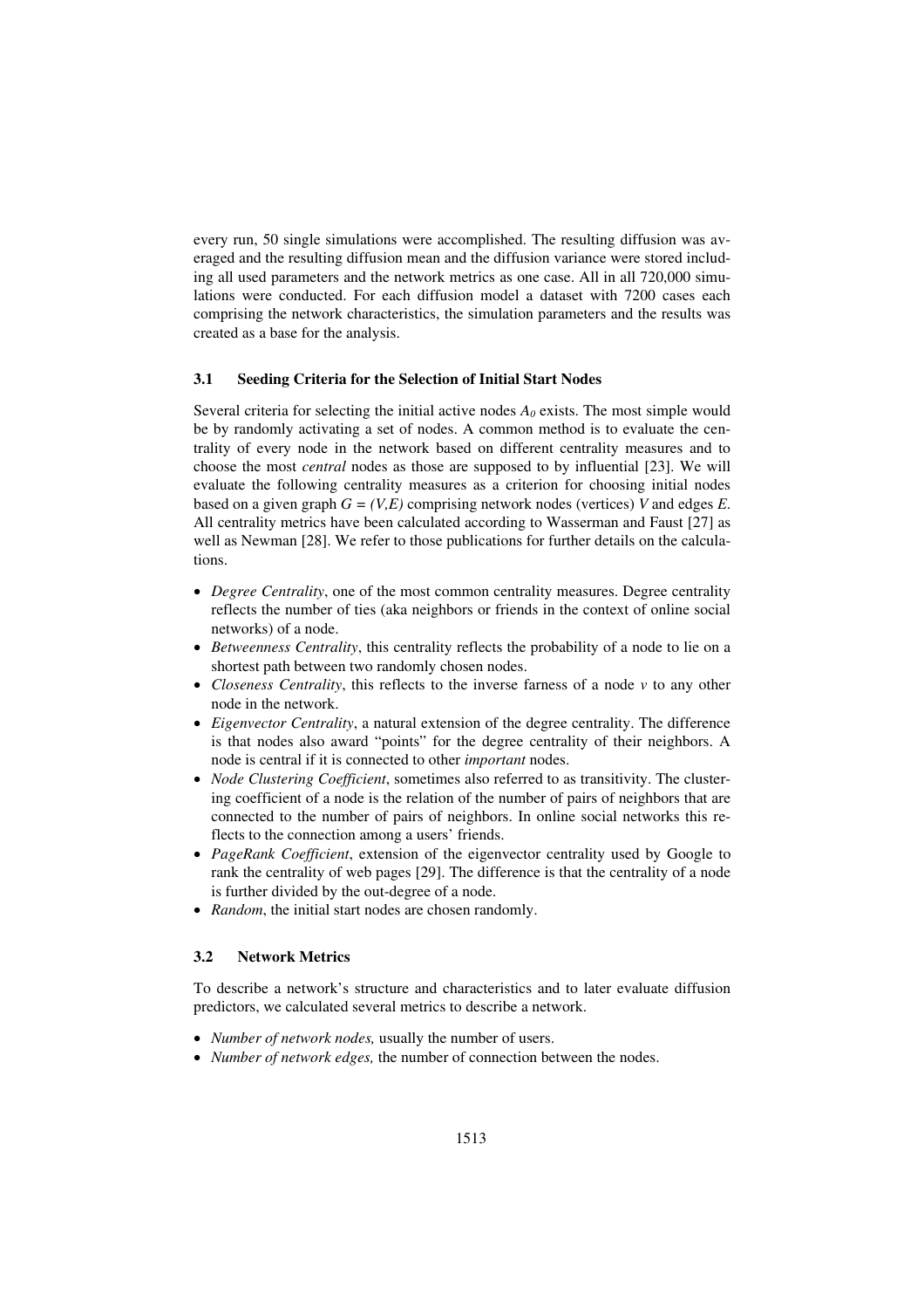every run, 50 single simulations were accomplished. The resulting diffusion was averaged and the resulting diffusion mean and the diffusion variance were stored including all used parameters and the network metrics as one case. All in all 720,000 simulations were conducted. For each diffusion model a dataset with 7200 cases each comprising the network characteristics, the simulation parameters and the results was created as a base for the analysis.

### 3.1 Seeding Criteria for the Selection of Initial Start Nodes

Several criteria for selecting the initial active nodes $A_0$ exists. The most simple would be by randomly activating a set of nodes. A common method is to evaluate the centrality of every node in the network based on different centrality measures and to choose the most *central* nodes as those are supposed to by influential [23]. We will evaluate the following centrality measures as a criterion for choosing initial nodes based on a given graph $G = (V,E)$ comprising network nodes (vertices) $V$ and edges $E$. All centrality metrics have been calculated according to Wasserman and Faust [27] as well as Newman [28]. We refer to those publications for further details on the calculations.

- *Degree Centrality*, one of the most common centrality measures. Degree centrality reflects the number of ties (aka neighbors or friends in the context of online social networks) of a node.
- *Betweenness Centrality*, this centrality reflects the probability of a node to lie on a shortest path between two randomly chosen nodes.
- *Closeness Centrality*, this reflects to the inverse farness of a node $v$ to any other node in the network.
- *Eigenvector Centrality*, a natural extension of the degree centrality. The difference is that nodes also award "points" for the degree centrality of their neighbors. A node is central if it is connected to other *important* nodes.
- *Node Clustering Coefficient*, sometimes also referred to as transitivity. The clustering coefficient of a node is the relation of the number of pairs of neighbors that are connected to the number of pairs of neighbors. In online social networks this reflects to the connection among a users' friends.
- *PageRank Coefficient*, extension of the eigenvector centrality used by Google to rank the centrality of web pages [29]. The difference is that the centrality of a node is further divided by the out-degree of a node.
- *Random*, the initial start nodes are chosen randomly.

### 3.2 Network Metrics

To describe a network's structure and characteristics and to later evaluate diffusion predictors, we calculated several metrics to describe a network.

- *Number of network nodes,* usually the number of users.
- *Number of network edges,* the number of connection between the nodes.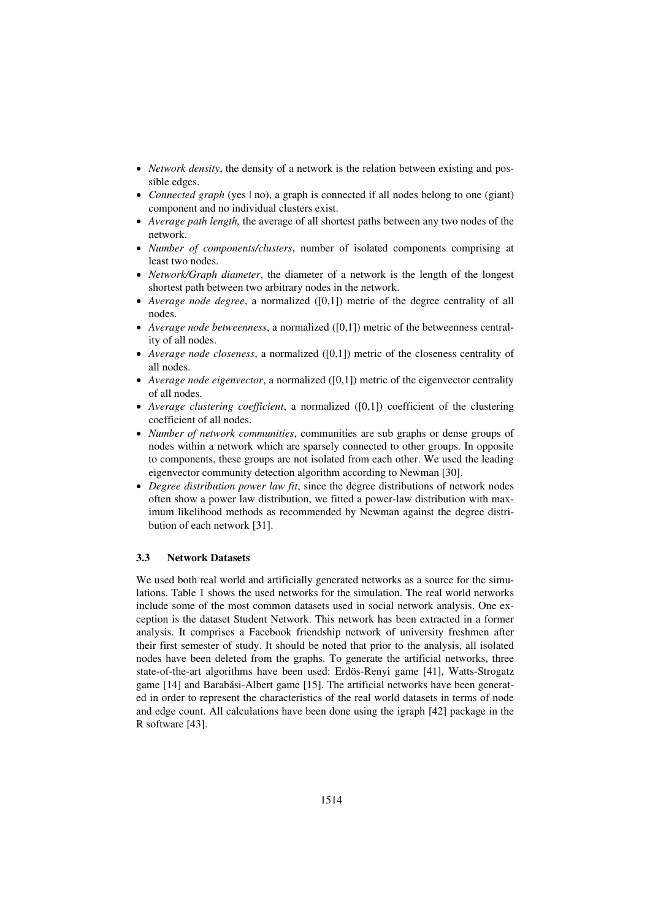- *Network density*, the density of a network is the relation between existing and possible edges.
- *Connected graph* (yes | no), a graph is connected if all nodes belong to one (giant) component and no individual clusters exist.
- *Average path length,* the average of all shortest paths between any two nodes of the network.
- *Number of components/clusters*, number of isolated components comprising at least two nodes.
- *Network/Graph diameter*, the diameter of a network is the length of the longest shortest path between two arbitrary nodes in the network.
- *Average node degree*, a normalized ([0,1]) metric of the degree centrality of all nodes.
- *Average node betweenness*, a normalized ([0,1]) metric of the betweenness centrality of all nodes.
- *Average node closeness*, a normalized ([0,1]) metric of the closeness centrality of all nodes.
- *Average node eigenvector*, a normalized ([0,1]) metric of the eigenvector centrality of all nodes.
- *Average clustering coefficient*, a normalized ([0,1]) coefficient of the clustering coefficient of all nodes.
- *Number of network communities*, communities are sub graphs or dense groups of nodes within a network which are sparsely connected to other groups. In opposite to components, these groups are not isolated from each other. We used the leading eigenvector community detection algorithm according to Newman [30].
- *Degree distribution power law fit*, since the degree distributions of network nodes often show a power law distribution, we fitted a power-law distribution with maximum likelihood methods as recommended by Newman against the degree distribution of each network [31].

### 3.3 Network Datasets

We used both real world and artificially generated networks as a source for the simulations. Table 1 shows the used networks for the simulation. The real world networks include some of the most common datasets used in social network analysis. One exception is the dataset Student Network. This network has been extracted in a former analysis. It comprises a Facebook friendship network of university freshmen after their first semester of study. It should be noted that prior to the analysis, all isolated nodes have been deleted from the graphs. To generate the artificial networks, three state-of-the-art algorithms have been used: Erdös-Renyi game [41], Watts-Strogatz game [14] and Barabási-Albert game [15]. The artificial networks have been generated in order to represent the characteristics of the real world datasets in terms of node and edge count. All calculations have been done using the igraph [42] package in the R software [43].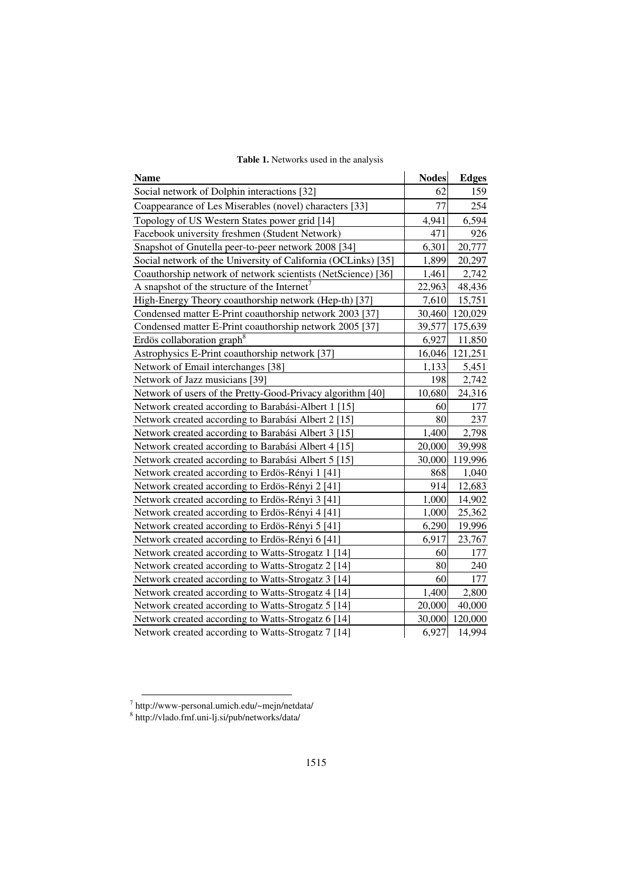**Table 1.** Networks used in the analysis

| Name | Nodes | Edges |
|---|---|---|
| Social network of Dolphin interactions [32] | 62 | 159 |
| Coappearance of Les Miserables (novel) characters [33] | 77 | 254 |
| Topology of US Western States power grid [14] | 4,941 | 6,594 |
| Facebook university freshmen (Student Network) | 471 | 926 |
| Snapshot of Gnutella peer-to-peer network 2008 [34] | 6,301 | 20,777 |
| Social network of the University of California (OCLinks) [35] | 1,899 | 20,297 |
| Coauthorship network of network scientists (NetScience) [36] | 1,461 | 2,742 |
| A snapshot of the structure of the Internet[7] | 22,963 | 48,436 |
| High-Energy Theory coauthorship network (Hep-th) [37] | 7,610 | 15,751 |
| Condensed matter E-Print coauthorship network 2003 [37] | 30,460 | 120,029 |
| Condensed matter E-Print coauthorship network 2005 [37] | 39,577 | 175,639 |
| Erdös collaboration graph[8] | 6,927 | 11,850 |
| Astrophysics E-Print coauthorship network [37] | 16,046 | 121,251 |
| Network of Email interchanges [38] | 1,133 | 5,451 |
| Network of Jazz musicians [39] | 198 | 2,742 |
| Network of users of the Pretty-Good-Privacy algorithm [40] | 10,680 | 24,316 |
| Network created according to Barabási-Albert 1 [15] | 60 | 177 |
| Network created according to Barabási Albert 2 [15] | 80 | 237 |
| Network created according to Barabási Albert 3 [15] | 1,400 | 2,798 |
| Network created according to Barabási Albert 4 [15] | 20,000 | 39,998 |
| Network created according to Barabási Albert 5 [15] | 30,000 | 119,996 |
| Network created according to Erdös-Rényi 1 [41] | 868 | 1,040 |
| Network created according to Erdös-Rényi 2 [41] | 914 | 12,683 |
| Network created according to Erdös-Rényi 3 [41] | 1,000 | 14,902 |
| Network created according to Erdös-Rényi 4 [41] | 1,000 | 25,362 |
| Network created according to Erdös-Rényi 5 [41] | 6,290 | 19,996 |
| Network created according to Erdös-Rényi 6 [41] | 6,917 | 23,767 |
| Network created according to Watts-Strogatz 1 [14] | 60 | 177 |
| Network created according to Watts-Strogatz 2 [14] | 80 | 240 |
| Network created according to Watts-Strogatz 3 [14] | 60 | 177 |
| Network created according to Watts-Strogatz 4 [14] | 1,400 | 2,800 |
| Network created according to Watts-Strogatz 5 [14] | 20,000 | 40,000 |
| Network created according to Watts-Strogatz 6 [14] | 30,000 | 120,000 |
| Network created according to Watts-Strogatz 7 [14] | 6,927 | 14,994 |

[7] http://www-personal.umich.edu/~mejn/netdata/

[8] http://vlado.fmf.uni-lj.si/pub/networks/data/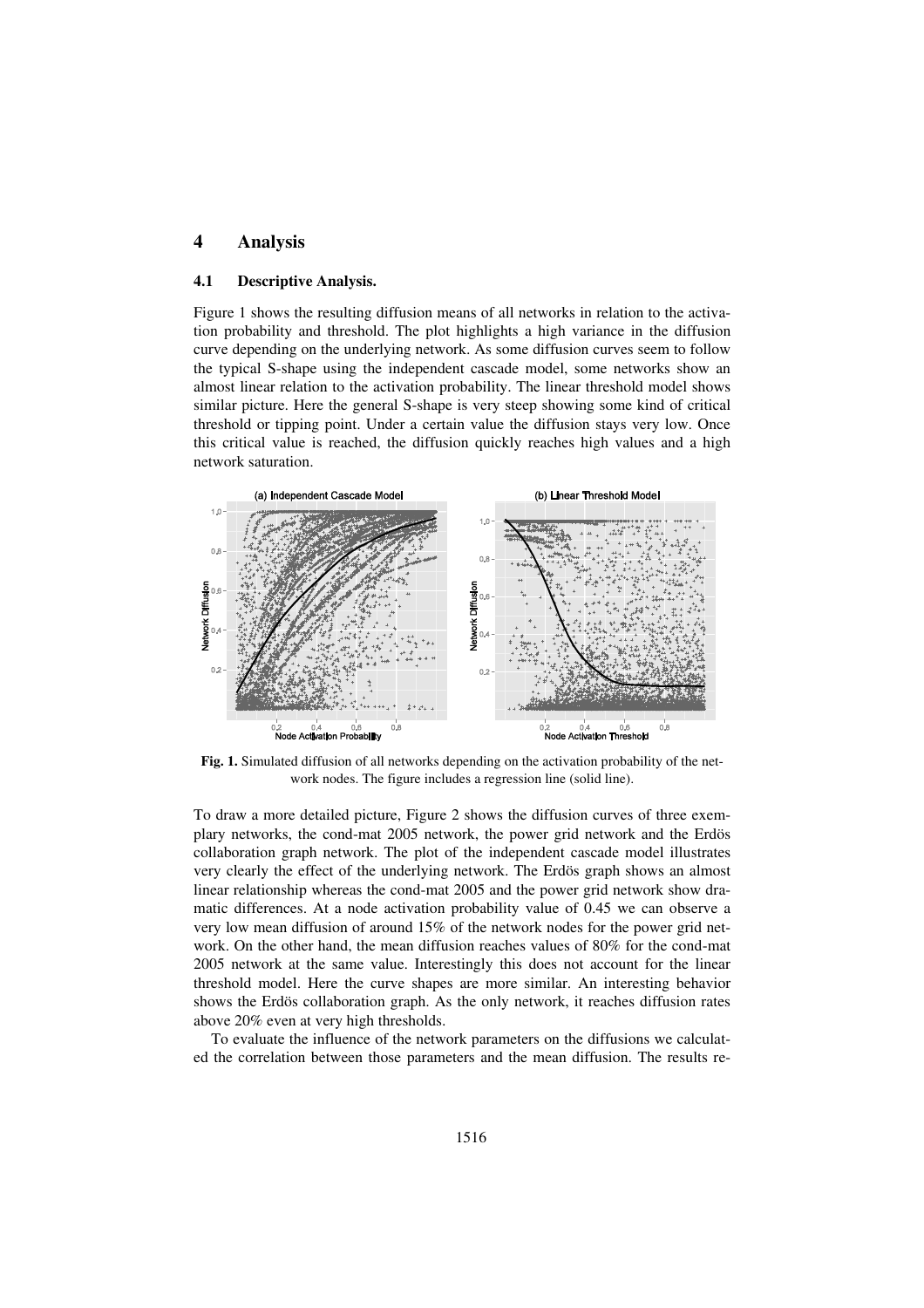## 4 Analysis

### 4.1 Descriptive Analysis.

Figure 1 shows the resulting diffusion means of all networks in relation to the activation probability and threshold. The plot highlights a high variance in the diffusion curve depending on the underlying network. As some diffusion curves seem to follow the typical S-shape using the independent cascade model, some networks show an almost linear relation to the activation probability. The linear threshold model shows similar picture. Here the general S-shape is very steep showing some kind of critical threshold or tipping point. Under a certain value the diffusion stays very low. Once this critical value is reached, the diffusion quickly reaches high values and a high network saturation.

**Fig. 1.** Simulated diffusion of all networks depending on the activation probability of the network nodes. The figure includes a regression line (solid line).

To draw a more detailed picture, Figure 2 shows the diffusion curves of three exemplary networks, the cond-mat 2005 network, the power grid network and the Erdös collaboration graph network. The plot of the independent cascade model illustrates very clearly the effect of the underlying network. The Erdös graph shows an almost linear relationship whereas the cond-mat 2005 and the power grid network show dramatic differences. At a node activation probability value of 0.45 we can observe a very low mean diffusion of around 15% of the network nodes for the power grid network. On the other hand, the mean diffusion reaches values of 80% for the cond-mat 2005 network at the same value. Interestingly this does not account for the linear threshold model. Here the curve shapes are more similar. An interesting behavior shows the Erdös collaboration graph. As the only network, it reaches diffusion rates above 20% even at very high thresholds.

To evaluate the influence of the network parameters on the diffusions we calculated the correlation between those parameters and the mean diffusion. The results re-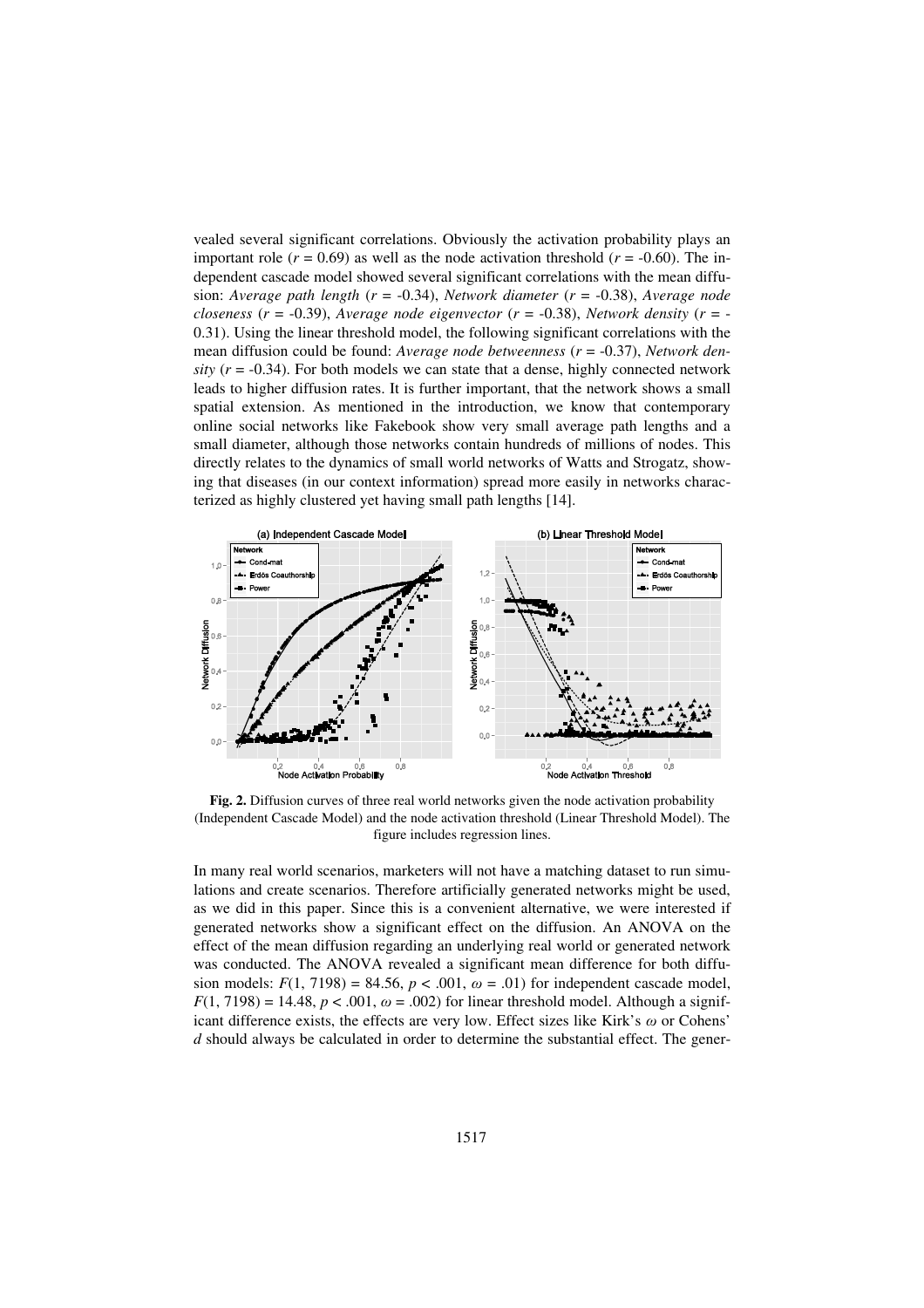vealed several significant correlations. Obviously the activation probability plays an important role ($r = 0.69$) as well as the node activation threshold ($r = -0.60$). The independent cascade model showed several significant correlations with the mean diffusion: *Average path length* ($r = -0.34$), *Network diameter* ($r = -0.38$), *Average node closeness* ($r = -0.39$), *Average node eigenvector* ($r = -0.38$), *Network density* ($r = -0.31$). Using the linear threshold model, the following significant correlations with the mean diffusion could be found: *Average node betweenness* ($r = -0.37$), *Network density* ($r = -0.34$). For both models we can state that a dense, highly connected network leads to higher diffusion rates. It is further important, that the network shows a small spatial extension. As mentioned in the introduction, we know that contemporary online social networks like Fakebook show very small average path lengths and a small diameter, although those networks contain hundreds of millions of nodes. This directly relates to the dynamics of small world networks of Watts and Strogatz, showing that diseases (in our context information) spread more easily in networks characterized as highly clustered yet having small path lengths [14].

**Fig. 2.** Diffusion curves of three real world networks given the node activation probability (Independent Cascade Model) and the node activation threshold (Linear Threshold Model). The figure includes regression lines.

In many real world scenarios, marketers will not have a matching dataset to run simulations and create scenarios. Therefore artificially generated networks might be used, as we did in this paper. Since this is a convenient alternative, we were interested if generated networks show a significant effect on the diffusion. An ANOVA on the effect of the mean diffusion regarding an underlying real world or generated network was conducted. The ANOVA revealed a significant mean difference for both diffusion models: $F(1, 7198) = 84.56$, $p < .001$, $\omega = .01$) for independent cascade model, $F(1, 7198) = 14.48$, $p < .001$, $\omega = .002$) for linear threshold model. Although a significant difference exists, the effects are very low. Effect sizes like Kirk's $\omega$ or Cohens' $d$ should always be calculated in order to determine the substantial effect. The gener-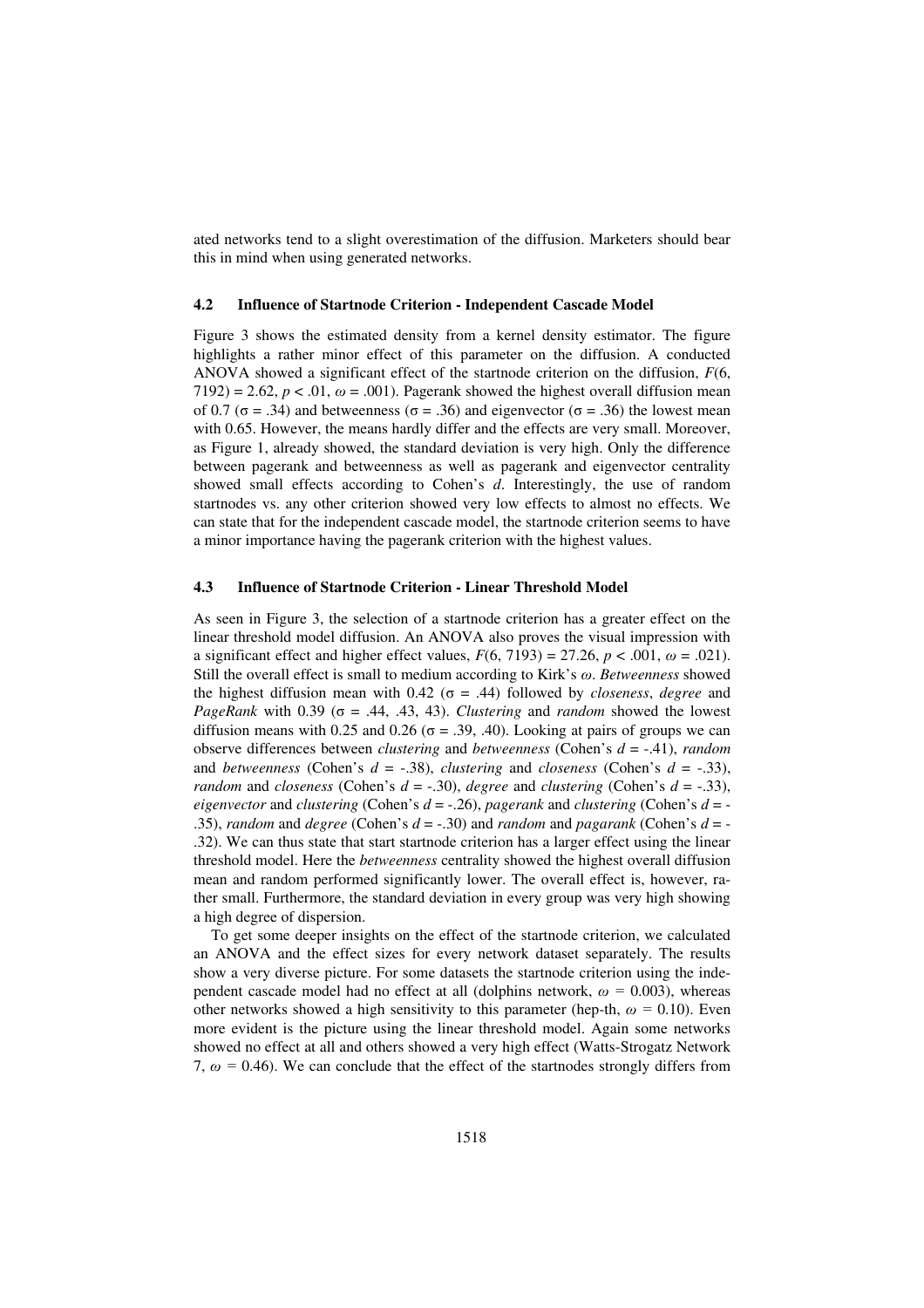ated networks tend to a slight overestimation of the diffusion. Marketers should bear this in mind when using generated networks.

### 4.2 Influence of Startnode Criterion - Independent Cascade Model

Figure 3 shows the estimated density from a kernel density estimator. The figure highlights a rather minor effect of this parameter on the diffusion. A conducted ANOVA showed a significant effect of the startnode criterion on the diffusion, $F(6, 7192) = 2.62$, $p < .01$, $\omega = .001$). Pagerank showed the highest overall diffusion mean of 0.7 ($\sigma = .34$) and betweenness ($\sigma = .36$) and eigenvector ($\sigma = .36$) the lowest mean with 0.65. However, the means hardly differ and the effects are very small. Moreover, as Figure 1, already showed, the standard deviation is very high. Only the difference between pagerank and betweenness as well as pagerank and eigenvector centrality showed small effects according to Cohen's *d*. Interestingly, the use of random startnodes vs. any other criterion showed very low effects to almost no effects. We can state that for the independent cascade model, the startnode criterion seems to have a minor importance having the pagerank criterion with the highest values.

### 4.3 Influence of Startnode Criterion - Linear Threshold Model

As seen in Figure 3, the selection of a startnode criterion has a greater effect on the linear threshold model diffusion. An ANOVA also proves the visual impression with a significant effect and higher effect values, $F(6, 7193) = 27.26$, $p < .001$, $\omega = .021$). Still the overall effect is small to medium according to Kirk's $\omega$. *Betweenness* showed the highest diffusion mean with 0.42 ($\sigma = .44$) followed by *closeness*, *degree* and *PageRank* with 0.39 ($\sigma = .44, .43, 43$). *Clustering* and *random* showed the lowest diffusion means with 0.25 and 0.26 ($\sigma = .39, .40$). Looking at pairs of groups we can observe differences between *clustering* and *betweenness* (Cohen's $d = -.41$), *random* and *betweenness* (Cohen's $d = -.38$), *clustering* and *closeness* (Cohen's $d = -.33$), *random* and *closeness* (Cohen's $d = -.30$), *degree* and *clustering* (Cohen's $d = -.33$), *eigenvector* and *clustering* (Cohen's $d = -.26$), *pagerank* and *clustering* (Cohen's $d = -.35$), *random* and *degree* (Cohen's $d = -.30$) and *random* and *pagarank* (Cohen's $d = -.32$). We can thus state that start startnode criterion has a larger effect using the linear threshold model. Here the *betweenness* centrality showed the highest overall diffusion mean and random performed significantly lower. The overall effect is, however, rather small. Furthermore, the standard deviation in every group was very high showing a high degree of dispersion.

To get some deeper insights on the effect of the startnode criterion, we calculated an ANOVA and the effect sizes for every network dataset separately. The results show a very diverse picture. For some datasets the startnode criterion using the independent cascade model had no effect at all (dolphins network, $\omega = 0.003$), whereas other networks showed a high sensitivity to this parameter (hep-th, $\omega = 0.10$). Even more evident is the picture using the linear threshold model. Again some networks showed no effect at all and others showed a very high effect (Watts-Strogatz Network 7, $\omega = 0.46$). We can conclude that the effect of the startnodes strongly differs from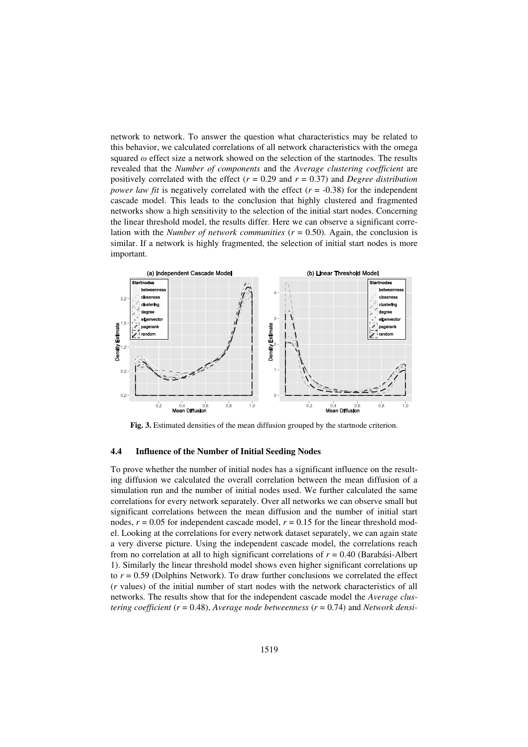network to network. To answer the question what characteristics may be related to this behavior, we calculated correlations of all network characteristics with the omega squared $\omega$ effect size a network showed on the selection of the startnodes. The results revealed that the *Number of components* and the *Average clustering coefficient* are positively correlated with the effect ($r$ = 0.29 and $r$ = 0.37) and *Degree distribution power law fit* is negatively correlated with the effect ($r$ = -0.38) for the independent cascade model. This leads to the conclusion that highly clustered and fragmented networks show a high sensitivity to the selection of the initial start nodes. Concerning the linear threshold model, the results differ. Here we can observe a significant correlation with the *Number of network communities* ($r$ = 0.50). Again, the conclusion is similar. If a network is highly fragmented, the selection of initial start nodes is more important.

**Fig. 3.** Estimated densities of the mean diffusion grouped by the startnode criterion.

### 4.4 Influence of the Number of Initial Seeding Nodes

To prove whether the number of initial nodes has a significant influence on the resulting diffusion we calculated the overall correlation between the mean diffusion of a simulation run and the number of initial nodes used. We further calculated the same correlations for every network separately. Over all networks we can observe small but significant correlations between the mean diffusion and the number of initial start nodes, $r$ = 0.05 for independent cascade model, $r$ = 0.15 for the linear threshold model. Looking at the correlations for every network dataset separately, we can again state a very diverse picture. Using the independent cascade model, the correlations reach from no correlation at all to high significant correlations of $r$ = 0.40 (Barabási-Albert 1). Similarly the linear threshold model shows even higher significant correlations up to $r$ = 0.59 (Dolphins Network). To draw further conclusions we correlated the effect ($r$ values) of the initial number of start nodes with the network characteristics of all networks. The results show that for the independent cascade model the *Average clustering coefficient* ($r$ = 0.48), *Average node betweenness* ($r$ = 0.74) and *Network densi-*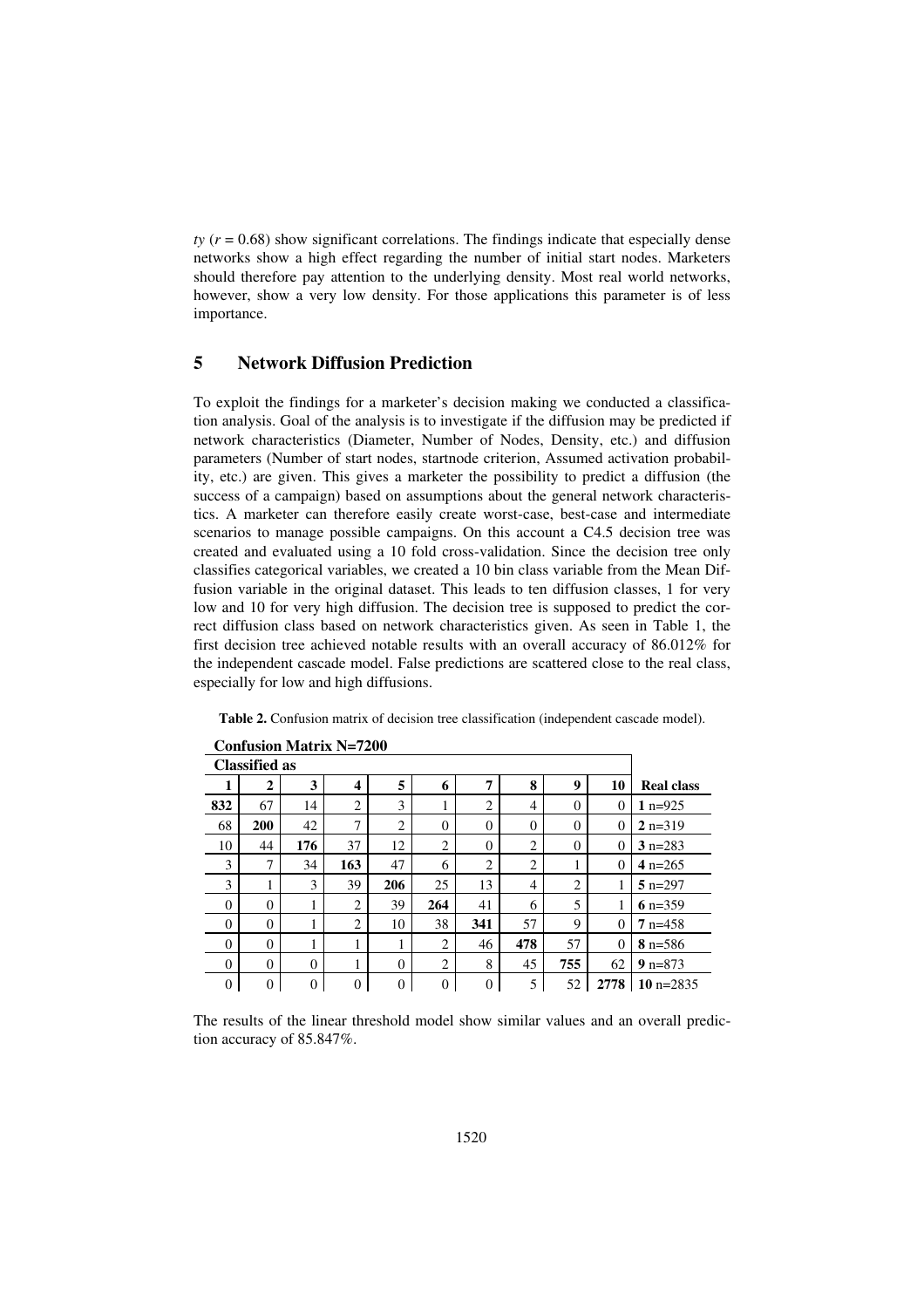*ty* ($r = 0.68$) show significant correlations. The findings indicate that especially dense networks show a high effect regarding the number of initial start nodes. Marketers should therefore pay attention to the underlying density. Most real world networks, however, show a very low density. For those applications this parameter is of less importance.

## 5 Network Diffusion Prediction

To exploit the findings for a marketer's decision making we conducted a classification analysis. Goal of the analysis is to investigate if the diffusion may be predicted if network characteristics (Diameter, Number of Nodes, Density, etc.) and diffusion parameters (Number of start nodes, startnode criterion, Assumed activation probability, etc.) are given. This gives a marketer the possibility to predict a diffusion (the success of a campaign) based on assumptions about the general network characteristics. A marketer can therefore easily create worst-case, best-case and intermediate scenarios to manage possible campaigns. On this account a C4.5 decision tree was created and evaluated using a 10 fold cross-validation. Since the decision tree only classifies categorical variables, we created a 10 bin class variable from the Mean Diffusion variable in the original dataset. This leads to ten diffusion classes, 1 for very low and 10 for very high diffusion. The decision tree is supposed to predict the correct diffusion class based on network characteristics given. As seen in Table 1, the first decision tree achieved notable results with an overall accuracy of 86.012% for the independent cascade model. False predictions are scattered close to the real class, especially for low and high diffusions.

**Table 2.** Confusion matrix of decision tree classification (independent cascade model).

| **Confusion Matrix N=7200** | | | | | | | | | | |
|---|---|---|---|---|---|---|---|---|---|---|
| **Classified as** | | | | | | | | | | |
| **1** | **2** | **3** | **4** | **5** | **6** | **7** | **8** | **9** | **10** | **Real class** |
| **832** | 67 | 14 | 2 | 3 | 1 | 2 | 4 | 0 | 0 | **1** n=925 |
| 68 | **200** | 42 | 7 | 2 | 0 | 0 | 0 | 0 | 0 | **2** n=319 |
| 10 | 44 | **176** | 37 | 12 | 2 | 0 | 2 | 0 | 0 | **3** n=283 |
| 3 | 7 | 34 | **163** | 47 | 6 | 2 | 2 | 1 | 0 | **4** n=265 |
| 3 | 1 | 3 | 39 | **206** | 25 | 13 | 4 | 2 | 1 | **5** n=297 |
| 0 | 0 | 1 | 2 | 39 | **264** | 41 | 6 | 5 | 1 | **6** n=359 |
| 0 | 0 | 1 | 2 | 10 | 38 | **341** | 57 | 9 | 0 | **7** n=458 |
| 0 | 0 | 1 | 1 | 1 | 2 | 46 | **478** | 57 | 0 | **8** n=586 |
| 0 | 0 | 0 | 1 | 0 | 2 | 8 | 45 | **755** | 62 | **9** n=873 |
| 0 | 0 | 0 | 0 | 0 | 0 | 0 | 5 | 52 | **2778** | **10** n=2835 |

The results of the linear threshold model show similar values and an overall prediction accuracy of 85.847%.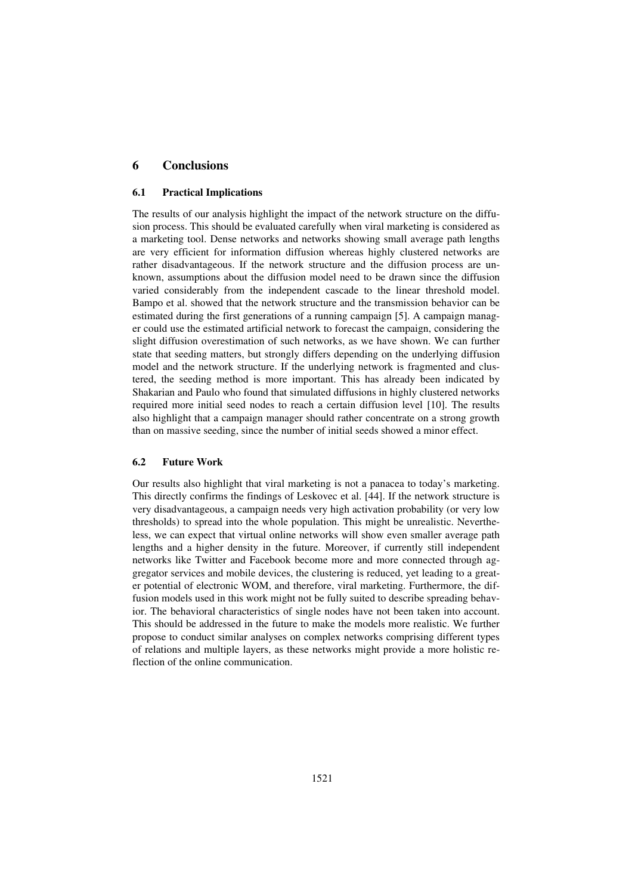## 6 Conclusions

### 6.1 Practical Implications

The results of our analysis highlight the impact of the network structure on the diffusion process. This should be evaluated carefully when viral marketing is considered as a marketing tool. Dense networks and networks showing small average path lengths are very efficient for information diffusion whereas highly clustered networks are rather disadvantageous. If the network structure and the diffusion process are unknown, assumptions about the diffusion model need to be drawn since the diffusion varied considerably from the independent cascade to the linear threshold model. Bampo et al. showed that the network structure and the transmission behavior can be estimated during the first generations of a running campaign [5]. A campaign manager could use the estimated artificial network to forecast the campaign, considering the slight diffusion overestimation of such networks, as we have shown. We can further state that seeding matters, but strongly differs depending on the underlying diffusion model and the network structure. If the underlying network is fragmented and clustered, the seeding method is more important. This has already been indicated by Shakarian and Paulo who found that simulated diffusions in highly clustered networks required more initial seed nodes to reach a certain diffusion level [10]. The results also highlight that a campaign manager should rather concentrate on a strong growth than on massive seeding, since the number of initial seeds showed a minor effect.

### 6.2 Future Work

Our results also highlight that viral marketing is not a panacea to today's marketing. This directly confirms the findings of Leskovec et al. [44]. If the network structure is very disadvantageous, a campaign needs very high activation probability (or very low thresholds) to spread into the whole population. This might be unrealistic. Nevertheless, we can expect that virtual online networks will show even smaller average path lengths and a higher density in the future. Moreover, if currently still independent networks like Twitter and Facebook become more and more connected through aggregator services and mobile devices, the clustering is reduced, yet leading to a greater potential of electronic WOM, and therefore, viral marketing. Furthermore, the diffusion models used in this work might not be fully suited to describe spreading behavior. The behavioral characteristics of single nodes have not been taken into account. This should be addressed in the future to make the models more realistic. We further propose to conduct similar analyses on complex networks comprising different types of relations and multiple layers, as these networks might provide a more holistic reflection of the online communication.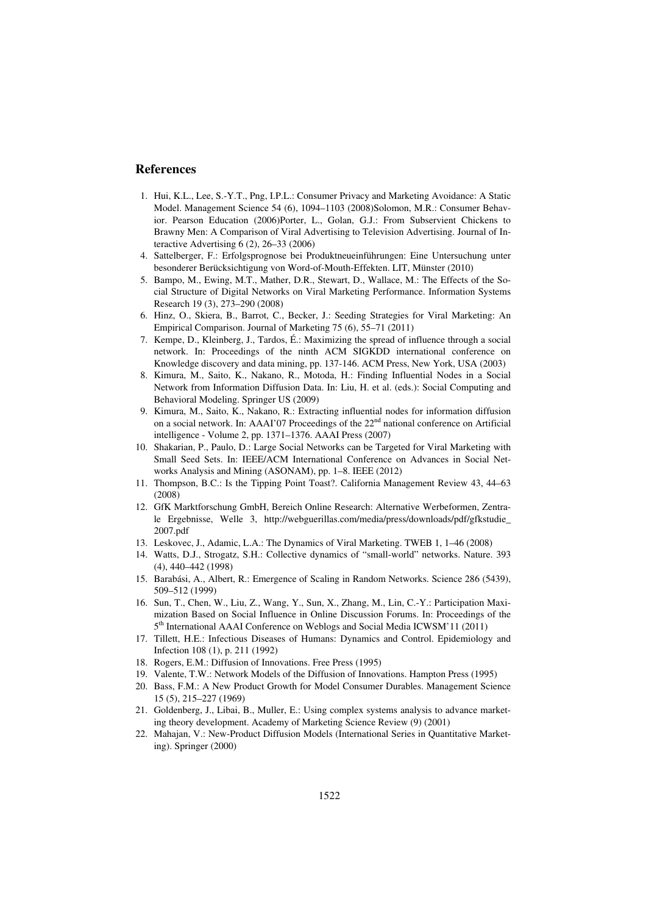## References

1. Hui, K.L., Lee, S.-Y.T., Png, I.P.L.: Consumer Privacy and Marketing Avoidance: A Static Model. Management Science 54 (6), 1094–1103 (2008)Solomon, M.R.: Consumer Behavior. Pearson Education (2006)Porter, L., Golan, G.J.: From Subservient Chickens to Brawny Men: A Comparison of Viral Advertising to Television Advertising. Journal of Interactive Advertising 6 (2), 26–33 (2006)
4. Sattelberger, F.: Erfolgsprognose bei Produktneueinführungen: Eine Untersuchung unter besonderer Berücksichtigung von Word-of-Mouth-Effekten. LIT, Münster (2010)
5. Bampo, M., Ewing, M.T., Mather, D.R., Stewart, D., Wallace, M.: The Effects of the Social Structure of Digital Networks on Viral Marketing Performance. Information Systems Research 19 (3), 273–290 (2008)
6. Hinz, O., Skiera, B., Barrot, C., Becker, J.: Seeding Strategies for Viral Marketing: An Empirical Comparison. Journal of Marketing 75 (6), 55–71 (2011)
7. Kempe, D., Kleinberg, J., Tardos, É.: Maximizing the spread of influence through a social network. In: Proceedings of the ninth ACM SIGKDD international conference on Knowledge discovery and data mining, pp. 137-146. ACM Press, New York, USA (2003)
8. Kimura, M., Saito, K., Nakano, R., Motoda, H.: Finding Influential Nodes in a Social Network from Information Diffusion Data. In: Liu, H. et al. (eds.): Social Computing and Behavioral Modeling. Springer US (2009)
9. Kimura, M., Saito, K., Nakano, R.: Extracting influential nodes for information diffusion on a social network. In: AAAI'07 Proceedings of the 22nd national conference on Artificial intelligence - Volume 2, pp. 1371–1376. AAAI Press (2007)
10. Shakarian, P., Paulo, D.: Large Social Networks can be Targeted for Viral Marketing with Small Seed Sets. In: IEEE/ACM International Conference on Advances in Social Networks Analysis and Mining (ASONAM), pp. 1–8. IEEE (2012)
11. Thompson, B.C.: Is the Tipping Point Toast?. California Management Review 43, 44–63 (2008)
12. GfK Marktforschung GmbH, Bereich Online Research: Alternative Werbeformen, Zentrale Ergebnisse, Welle 3, http://webguerillas.com/media/press/downloads/pdf/gfkstudie_2007.pdf
13. Leskovec, J., Adamic, L.A.: The Dynamics of Viral Marketing. TWEB 1, 1–46 (2008)
14. Watts, D.J., Strogatz, S.H.: Collective dynamics of "small-world" networks. Nature. 393 (4), 440–442 (1998)
15. Barabási, A., Albert, R.: Emergence of Scaling in Random Networks. Science 286 (5439), 509–512 (1999)
16. Sun, T., Chen, W., Liu, Z., Wang, Y., Sun, X., Zhang, M., Lin, C.-Y.: Participation Maximization Based on Social Influence in Online Discussion Forums. In: Proceedings of the 5th International AAAI Conference on Weblogs and Social Media ICWSM'11 (2011)
17. Tillett, H.E.: Infectious Diseases of Humans: Dynamics and Control. Epidemiology and Infection 108 (1), p. 211 (1992)
18. Rogers, E.M.: Diffusion of Innovations. Free Press (1995)
19. Valente, T.W.: Network Models of the Diffusion of Innovations. Hampton Press (1995)
20. Bass, F.M.: A New Product Growth for Model Consumer Durables. Management Science 15 (5), 215–227 (1969)
21. Goldenberg, J., Libai, B., Muller, E.: Using complex systems analysis to advance marketing theory development. Academy of Marketing Science Review (9) (2001)
22. Mahajan, V.: New-Product Diffusion Models (International Series in Quantitative Marketing). Springer (2000)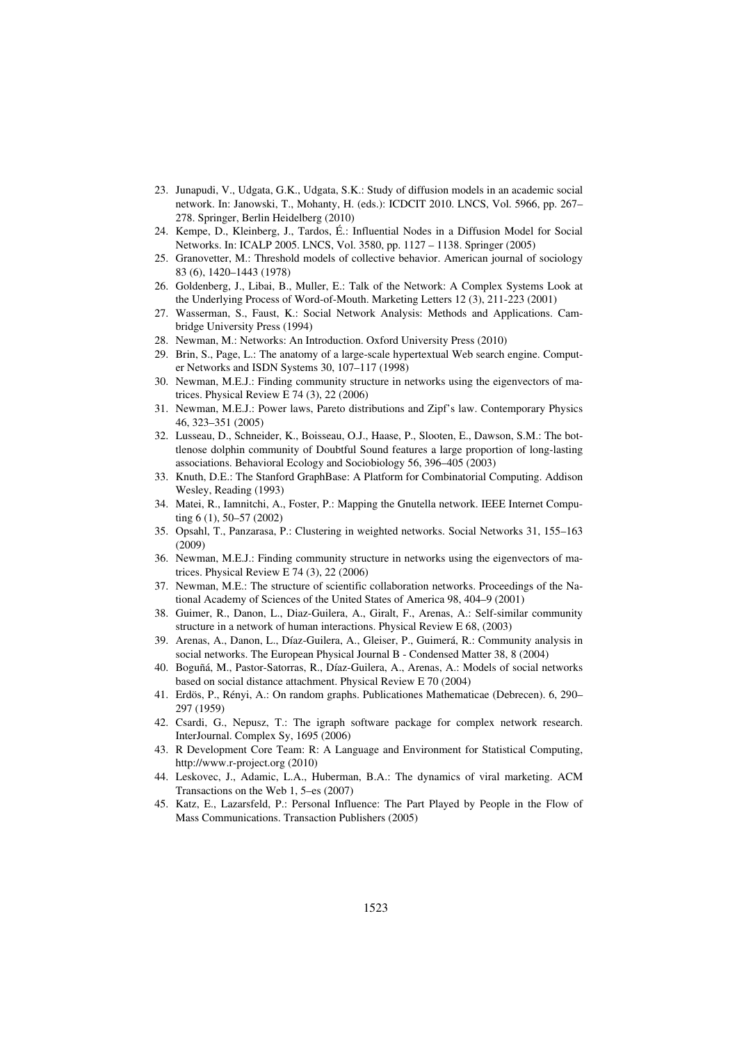23. Junapudi, V., Udgata, G.K., Udgata, S.K.: Study of diffusion models in an academic social network. In: Janowski, T., Mohanty, H. (eds.): ICDCIT 2010. LNCS, Vol. 5966, pp. 267–278. Springer, Berlin Heidelberg (2010)
24. Kempe, D., Kleinberg, J., Tardos, É.: Influential Nodes in a Diffusion Model for Social Networks. In: ICALP 2005. LNCS, Vol. 3580, pp. 1127 – 1138. Springer (2005)
25. Granovetter, M.: Threshold models of collective behavior. American journal of sociology 83 (6), 1420–1443 (1978)
26. Goldenberg, J., Libai, B., Muller, E.: Talk of the Network: A Complex Systems Look at the Underlying Process of Word-of-Mouth. Marketing Letters 12 (3), 211-223 (2001)
27. Wasserman, S., Faust, K.: Social Network Analysis: Methods and Applications. Cambridge University Press (1994)
28. Newman, M.: Networks: An Introduction. Oxford University Press (2010)
29. Brin, S., Page, L.: The anatomy of a large-scale hypertextual Web search engine. Computer Networks and ISDN Systems 30, 107–117 (1998)
30. Newman, M.E.J.: Finding community structure in networks using the eigenvectors of matrices. Physical Review E 74 (3), 22 (2006)
31. Newman, M.E.J.: Power laws, Pareto distributions and Zipf's law. Contemporary Physics 46, 323–351 (2005)
32. Lusseau, D., Schneider, K., Boisseau, O.J., Haase, P., Slooten, E., Dawson, S.M.: The bottlenose dolphin community of Doubtful Sound features a large proportion of long-lasting associations. Behavioral Ecology and Sociobiology 56, 396–405 (2003)
33. Knuth, D.E.: The Stanford GraphBase: A Platform for Combinatorial Computing. Addison Wesley, Reading (1993)
34. Matei, R., Iamnitchi, A., Foster, P.: Mapping the Gnutella network. IEEE Internet Computing 6 (1), 50–57 (2002)
35. Opsahl, T., Panzarasa, P.: Clustering in weighted networks. Social Networks 31, 155–163 (2009)
36. Newman, M.E.J.: Finding community structure in networks using the eigenvectors of matrices. Physical Review E 74 (3), 22 (2006)
37. Newman, M.E.: The structure of scientific collaboration networks. Proceedings of the National Academy of Sciences of the United States of America 98, 404–9 (2001)
38. Guimer, R., Danon, L., Diaz-Guilera, A., Giralt, F., Arenas, A.: Self-similar community structure in a network of human interactions. Physical Review E 68, (2003)
39. Arenas, A., Danon, L., Díaz-Guilera, A., Gleiser, P., Guimerá, R.: Community analysis in social networks. The European Physical Journal B - Condensed Matter 38, 8 (2004)
40. Boguñá, M., Pastor-Satorras, R., Díaz-Guilera, A., Arenas, A.: Models of social networks based on social distance attachment. Physical Review E 70 (2004)
41. Erdös, P., Rényi, A.: On random graphs. Publicationes Mathematicae (Debrecen). 6, 290–297 (1959)
42. Csardi, G., Nepusz, T.: The igraph software package for complex network research. InterJournal. Complex Sy, 1695 (2006)
43. R Development Core Team: R: A Language and Environment for Statistical Computing, http://www.r-project.org (2010)
44. Leskovec, J., Adamic, L.A., Huberman, B.A.: The dynamics of viral marketing. ACM Transactions on the Web 1, 5–es (2007)
45. Katz, E., Lazarsfeld, P.: Personal Influence: The Part Played by People in the Flow of Mass Communications. Transaction Publishers (2005)